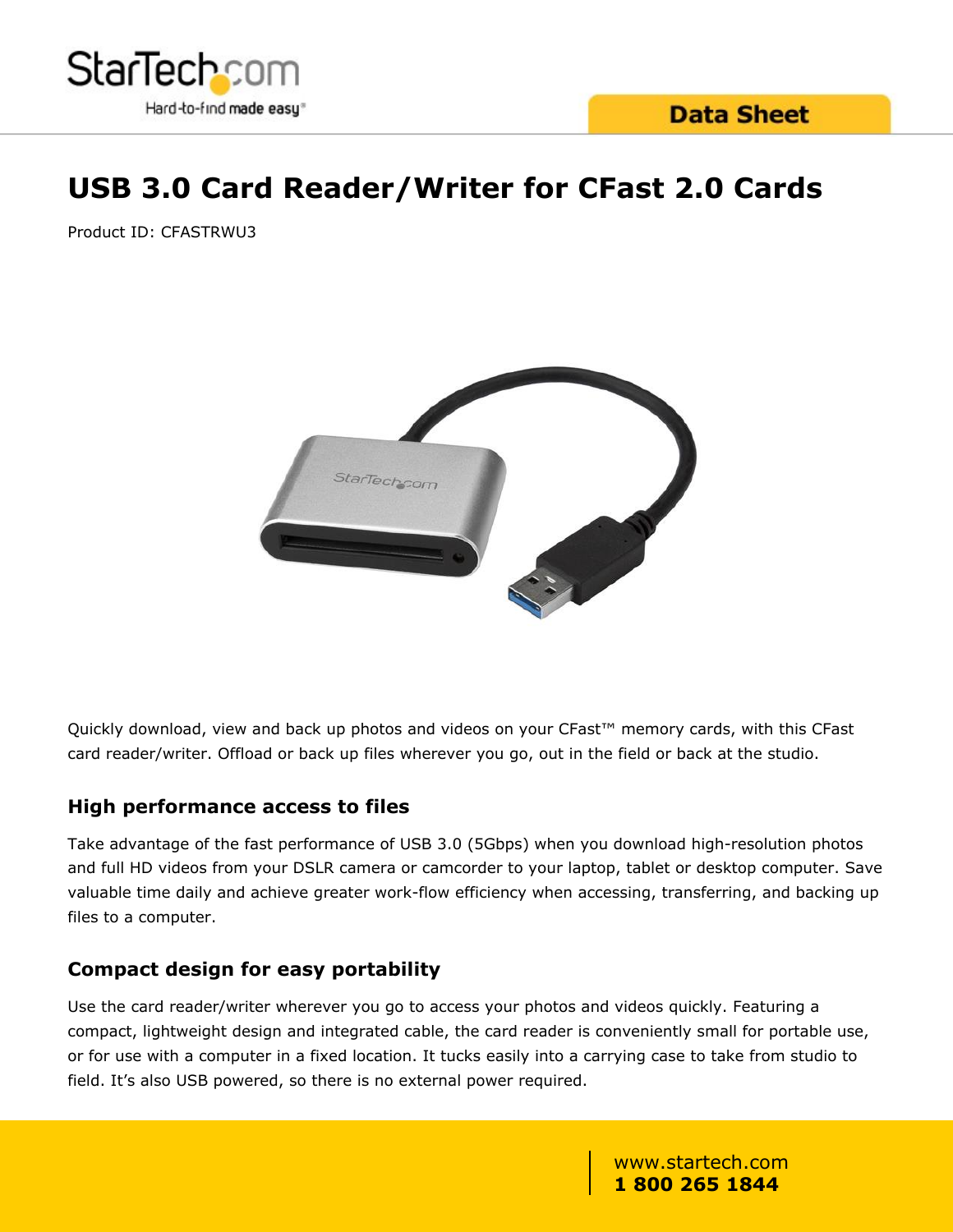# USB 3.0 Card Reader/Writer for CFast 2.0 Cards

Product ID: CFASTRWU3

Quickly download, view and back up photos and videos on your CFast™ memory cards, with this CFast card reader/writer. Offload or back up files wherever you go, out in the field or back at the studio.

## High performance access to files

Take advantage of the fast performance of USB 3.0 (5Gbps) when you download high-resolution photos and full HD videos from your DSLR camera or camcorder to your laptop, tablet or desktop computer. Save valuable time daily and achieve greater work-flow efficiency when accessing, transferring, and backing up files to a computer.

## Compact design for easy portability

Use the card reader/writer wherever you go to access your photos and videos quickly. Featuring a compact, lightweight design and integrated cable, the card reader is conveniently small for portable use, or for use with a computer in a fixed location. It tucks easily into a carrying case to take from studio to field. It's also USB powered, so there is no external power required.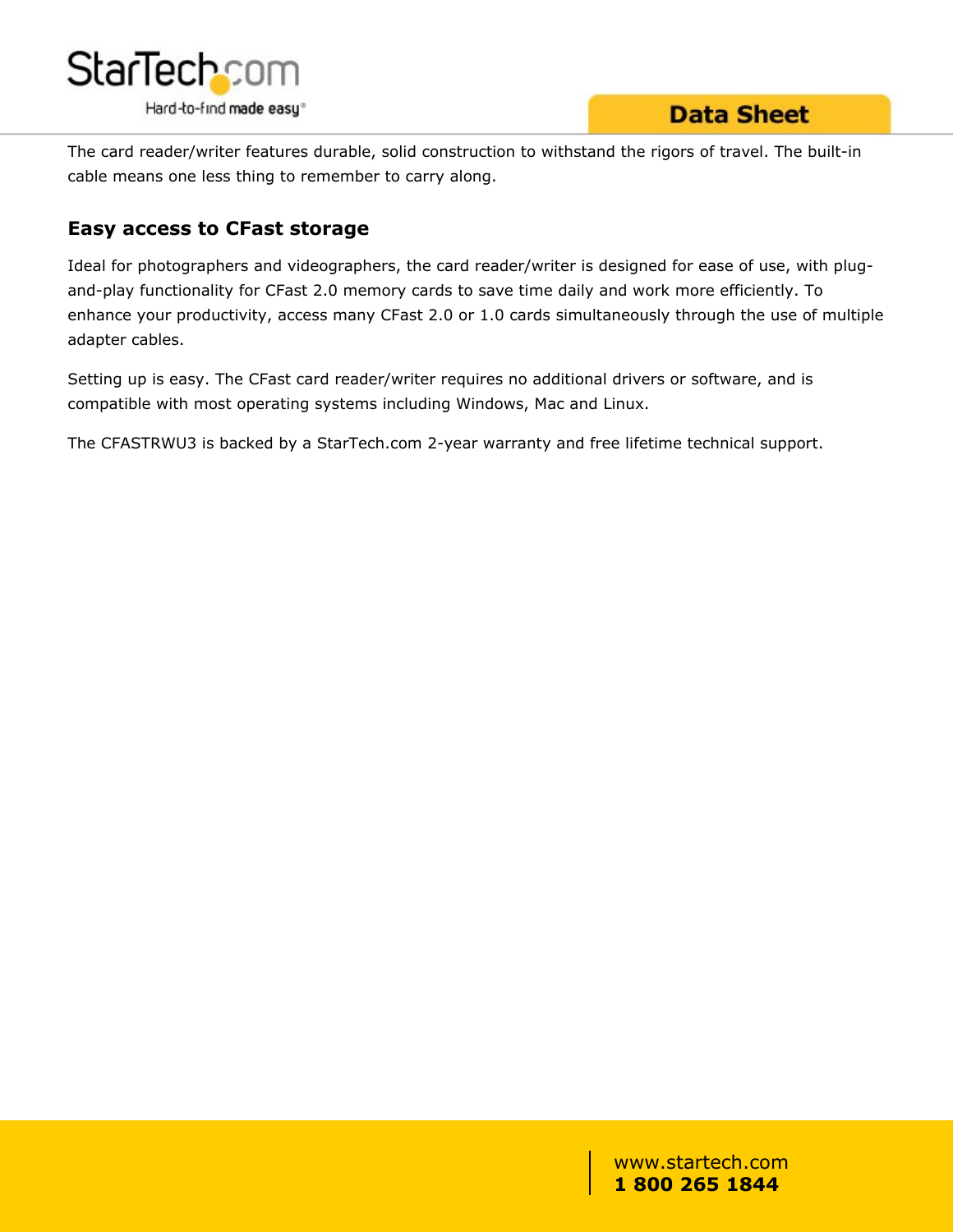The card reader/writer features durable, solid construction to withstand the rigors of travel. The built-in cable means one less thing to remember to carry along.

### Easy access to CFast storage

Ideal for photographers and videographers, the card reader/writer is designed for ease of use, with plug-and-play functionality for CFast 2.0 memory cards to save time daily and work more efficiently. To enhance your productivity, access many CFast 2.0 or 1.0 cards simultaneously through the use of multiple adapter cables.

Setting up is easy. The CFast card reader/writer requires no additional drivers or software, and is compatible with most operating systems including Windows, Mac and Linux.

The CFASTRWU3 is backed by a StarTech.com 2-year warranty and free lifetime technical support.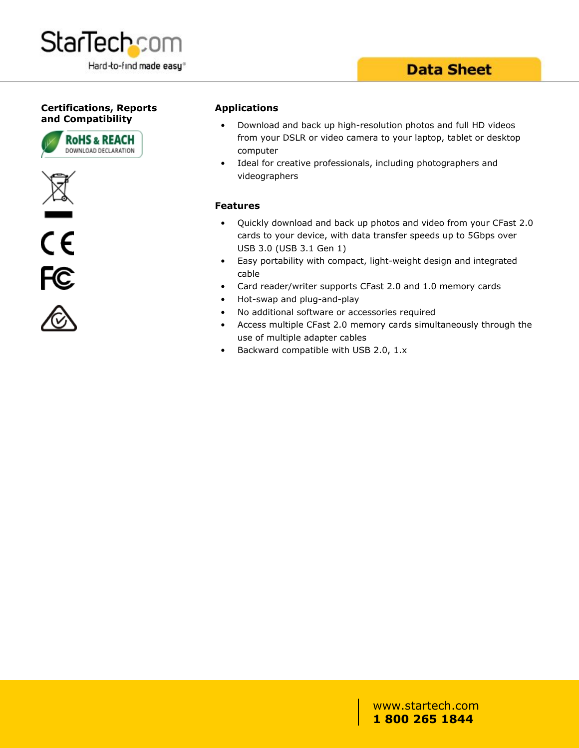## Certifications, Reports and Compatibility

RoHS & REACH DOWNLOAD DECLARATION

## Applications

- Download and back up high-resolution photos and full HD videos from your DSLR or video camera to your laptop, tablet or desktop computer
- Ideal for creative professionals, including photographers and videographers

## Features

- Quickly download and back up photos and video from your CFast 2.0 cards to your device, with data transfer speeds up to 5Gbps over USB 3.0 (USB 3.1 Gen 1)
- Easy portability with compact, light-weight design and integrated cable
- Card reader/writer supports CFast 2.0 and 1.0 memory cards
- Hot-swap and plug-and-play
- No additional software or accessories required
- Access multiple CFast 2.0 memory cards simultaneously through the use of multiple adapter cables
- Backward compatible with USB 2.0, 1.x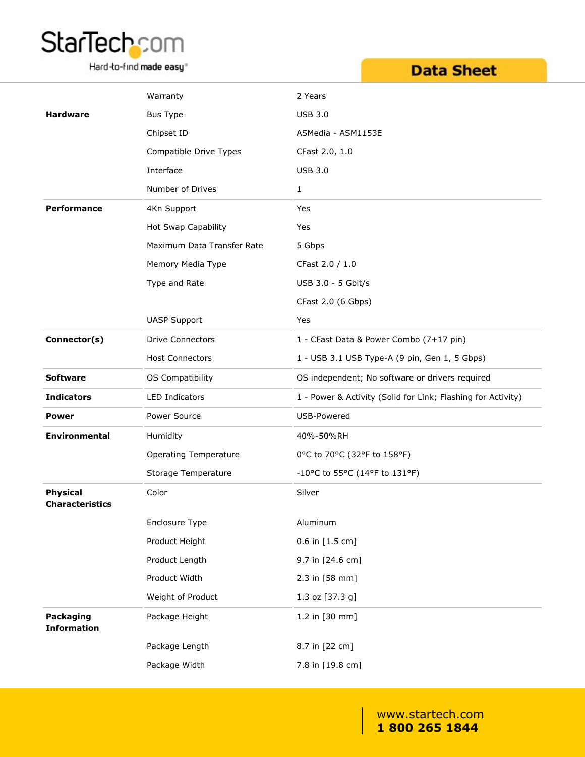| | | |
|---|---|---|
| | Warranty | 2 Years |
| **Hardware** | Bus Type | USB 3.0 |
| | Chipset ID | ASMedia - ASM1153E |
| | Compatible Drive Types | CFast 2.0, 1.0 |
| | Interface | USB 3.0 |
| | Number of Drives | 1 |
| **Performance** | 4Kn Support | Yes |
| | Hot Swap Capability | Yes |
| | Maximum Data Transfer Rate | 5 Gbps |
| | Memory Media Type | CFast 2.0 / 1.0 |
| | Type and Rate | USB 3.0 - 5 Gbit/s |
| | | CFast 2.0 (6 Gbps) |
| | UASP Support | Yes |
| **Connector(s)** | Drive Connectors | 1 - CFast Data & Power Combo (7+17 pin) |
| | Host Connectors | 1 - USB 3.1 USB Type-A (9 pin, Gen 1, 5 Gbps) |
| **Software** | OS Compatibility | OS independent; No software or drivers required |
| **Indicators** | LED Indicators | 1 - Power & Activity (Solid for Link; Flashing for Activity) |
| **Power** | Power Source | USB-Powered |
| **Environmental** | Humidity | 40%-50%RH |
| | Operating Temperature | 0°C to 70°C (32°F to 158°F) |
| | Storage Temperature | -10°C to 55°C (14°F to 131°F) |
| **Physical Characteristics** | Color | Silver |
| | Enclosure Type | Aluminum |
| | Product Height | 0.6 in [1.5 cm] |
| | Product Length | 9.7 in [24.6 cm] |
| | Product Width | 2.3 in [58 mm] |
| | Weight of Product | 1.3 oz [37.3 g] |
| **Packaging Information** | Package Height | 1.2 in [30 mm] |
| | Package Length | 8.7 in [22 cm] |
| | Package Width | 7.8 in [19.8 cm] |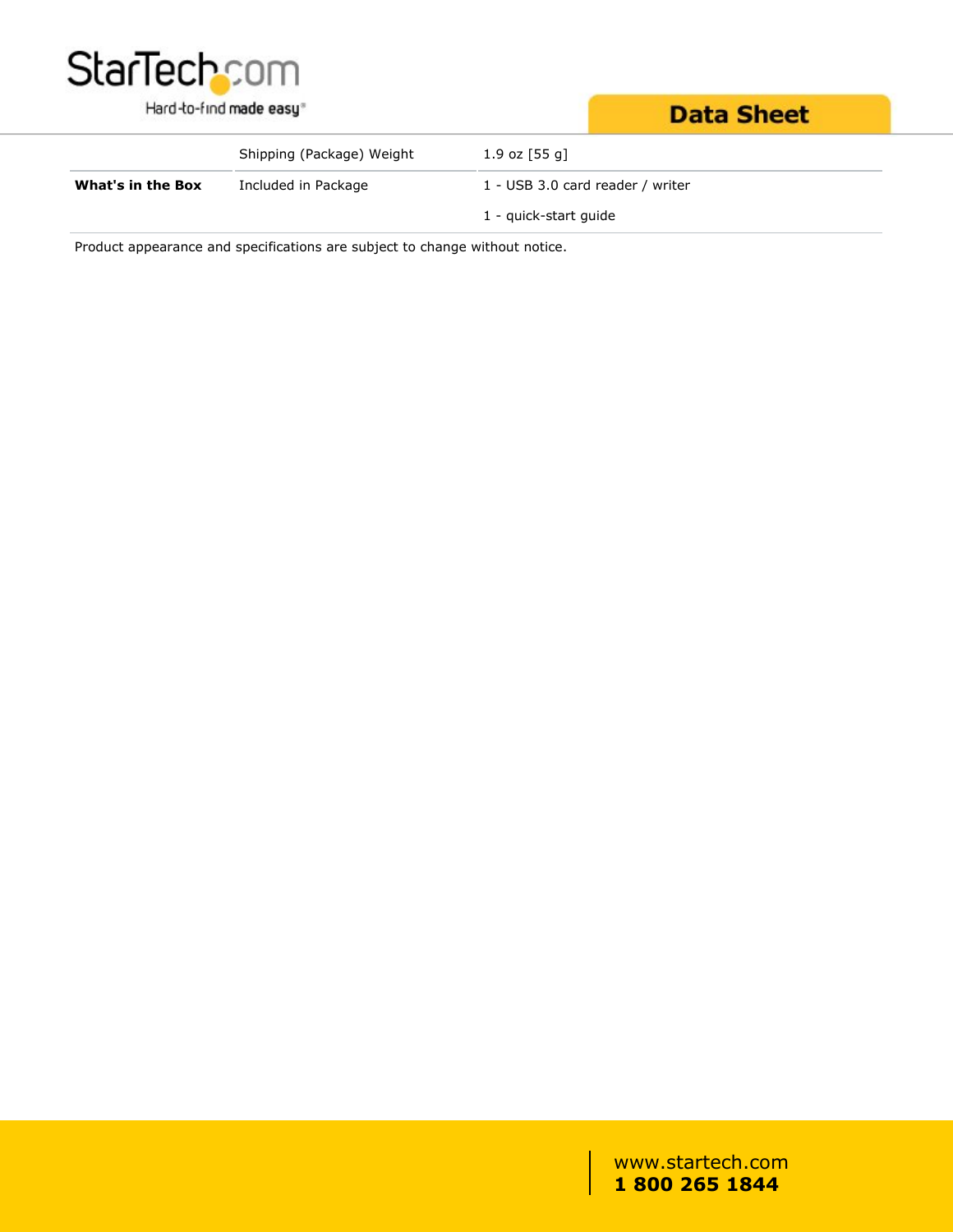| | | |
|---|---|---|
| | Shipping (Package) Weight | 1.9 oz [55 g] |
| **What's in the Box** | Included in Package | 1 - USB 3.0 card reader / writer |
| | | 1 - quick-start guide |

Product appearance and specifications are subject to change without notice.